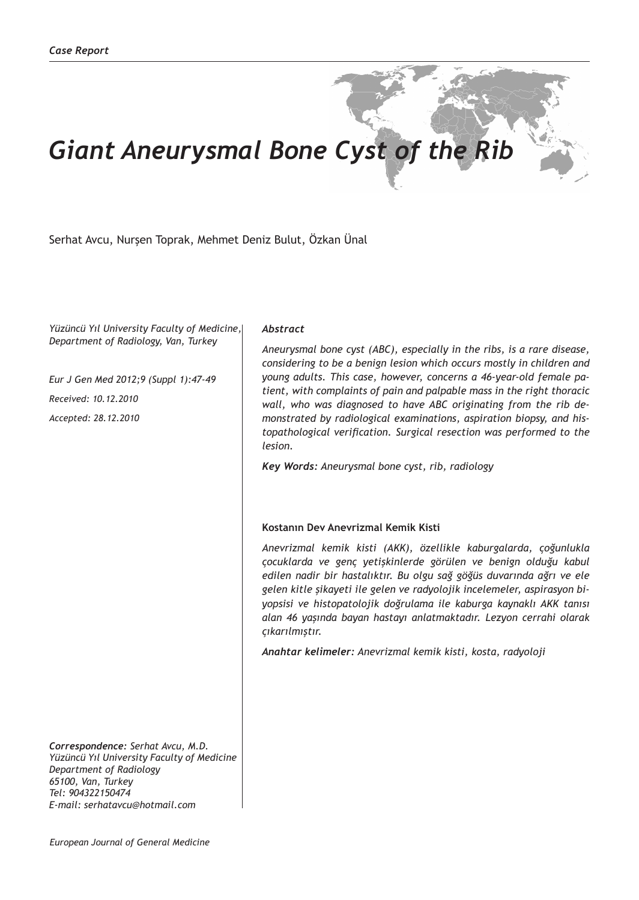*Case Report*

# *Giant Aneurysmal Bone Cyst of the Rib*

Serhat Avcu, Nurşen Toprak, Mehmet Deniz Bulut, Özkan Ünal

*Yüzüncü Yıl University Faculty of Medicine, Department of Radiology, Van, Turkey*

*Eur J Gen Med 2012;9 (Suppl 1):47-49*

*Received: 10.12.2010*

*Accepted: 28.12.2010*

***Abstract***

*Aneurysmal bone cyst (ABC), especially in the ribs, is a rare disease, considering to be a benign lesion which occurs mostly in children and young adults. This case, however, concerns a 46-year-old female patient, with complaints of pain and palpable mass in the right thoracic wall, who was diagnosed to have ABC originating from the rib demonstrated by radiological examinations, aspiration biopsy, and histopathological verification. Surgical resection was performed to the lesion.*

***Key Words:*** *Aneurysmal bone cyst, rib, radiology*

**Kostanın Dev Anevrizmal Kemik Kisti**

*Anevrizmal kemik kisti (AKK), özellikle kaburgalarda, çoğunlukla çocuklarda ve genç yetişkinlerde görülen ve benign olduğu kabul edilen nadir bir hastalıktır. Bu olgu sağ göğüs duvarında ağrı ve ele gelen kitle şikayeti ile gelen ve radyolojik incelemeler, aspirasyon biyopsisi ve histopatolojik doğrulama ile kaburga kaynaklı AKK tanısı alan 46 yaşında bayan hastayı anlatmaktadır. Lezyon cerrahi olarak çıkarılmıştır.*

***Anahtar kelimeler:*** *Anevrizmal kemik kisti, kosta, radyoloji*

***Correspondence:*** *Serhat Avcu, M.D.*
*Yüzüncü Yıl University Faculty of Medicine*
*Department of Radiology*
*65100, Van, Turkey*
*Tel: 904322150474*
*E-mail: serhatavcu@hotmail.com*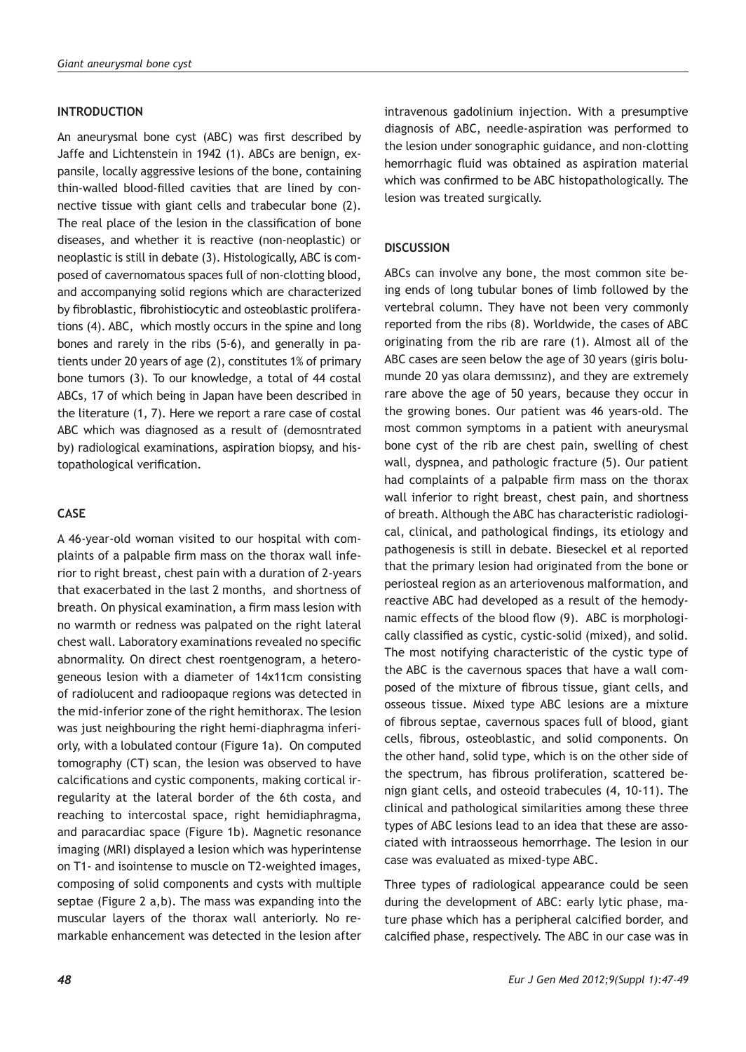## INTRODUCTION

An aneurysmal bone cyst (ABC) was first described by Jaffe and Lichtenstein in 1942 (1). ABCs are benign, expansile, locally aggressive lesions of the bone, containing thin-walled blood-filled cavities that are lined by connective tissue with giant cells and trabecular bone (2). The real place of the lesion in the classification of bone diseases, and whether it is reactive (non-neoplastic) or neoplastic is still in debate (3). Histologically, ABC is composed of cavernomatous spaces full of non-clotting blood, and accompanying solid regions which are characterized by fibroblastic, fibrohistiocytic and osteoblastic proliferations (4). ABC, which mostly occurs in the spine and long bones and rarely in the ribs (5-6), and generally in patients under 20 years of age (2), constitutes 1% of primary bone tumors (3). To our knowledge, a total of 44 costal ABCs, 17 of which being in Japan have been described in the literature (1, 7). Here we report a rare case of costal ABC which was diagnosed as a result of (demosntrated by) radiological examinations, aspiration biopsy, and histopathological verification.

## CASE

A 46-year-old woman visited to our hospital with complaints of a palpable firm mass on the thorax wall inferior to right breast, chest pain with a duration of 2-years that exacerbated in the last 2 months, and shortness of breath. On physical examination, a firm mass lesion with no warmth or redness was palpated on the right lateral chest wall. Laboratory examinations revealed no specific abnormality. On direct chest roentgenogram, a heterogeneous lesion with a diameter of 14x11cm consisting of radiolucent and radioopaque regions was detected in the mid-inferior zone of the right hemithorax. The lesion was just neighbouring the right hemi-diaphragma inferiorly, with a lobulated contour (Figure 1a). On computed tomography (CT) scan, the lesion was observed to have calcifications and cystic components, making cortical irregularity at the lateral border of the 6th costa, and reaching to intercostal space, right hemidiaphragma, and paracardiac space (Figure 1b). Magnetic resonance imaging (MRI) displayed a lesion which was hyperintense on T1- and isointense to muscle on T2-weighted images, composing of solid components and cysts with multiple septae (Figure 2 a,b). The mass was expanding into the muscular layers of the thorax wall anteriorly. No remarkable enhancement was detected in the lesion after intravenous gadolinium injection. With a presumptive diagnosis of ABC, needle-aspiration was performed to the lesion under sonographic guidance, and non-clotting hemorrhagic fluid was obtained as aspiration material which was confirmed to be ABC histopathologically. The lesion was treated surgically.

## DISCUSSION

ABCs can involve any bone, the most common site being ends of long tubular bones of limb followed by the vertebral column. They have not been very commonly reported from the ribs (8). Worldwide, the cases of ABC originating from the rib are rare (1). Almost all of the ABC cases are seen below the age of 30 years (giris bolumunde 20 yas olara demıssınz), and they are extremely rare above the age of 50 years, because they occur in the growing bones. Our patient was 46 years-old. The most common symptoms in a patient with aneurysmal bone cyst of the rib are chest pain, swelling of chest wall, dyspnea, and pathologic fracture (5). Our patient had complaints of a palpable firm mass on the thorax wall inferior to right breast, chest pain, and shortness of breath. Although the ABC has characteristic radiological, clinical, and pathological findings, its etiology and pathogenesis is still in debate. Bieseckel et al reported that the primary lesion had originated from the bone or periosteal region as an arteriovenous malformation, and reactive ABC had developed as a result of the hemodynamic effects of the blood flow (9). ABC is morphologically classified as cystic, cystic-solid (mixed), and solid. The most notifying characteristic of the cystic type of the ABC is the cavernous spaces that have a wall composed of the mixture of fibrous tissue, giant cells, and osseous tissue. Mixed type ABC lesions are a mixture of fibrous septae, cavernous spaces full of blood, giant cells, fibrous, osteoblastic, and solid components. On the other hand, solid type, which is on the other side of the spectrum, has fibrous proliferation, scattered benign giant cells, and osteoid trabecules (4, 10-11). The clinical and pathological similarities among these three types of ABC lesions lead to an idea that these are associated with intraosseous hemorrhage. The lesion in our case was evaluated as mixed-type ABC.

Three types of radiological appearance could be seen during the development of ABC: early lytic phase, mature phase which has a peripheral calcified border, and calcified phase, respectively. The ABC in our case was in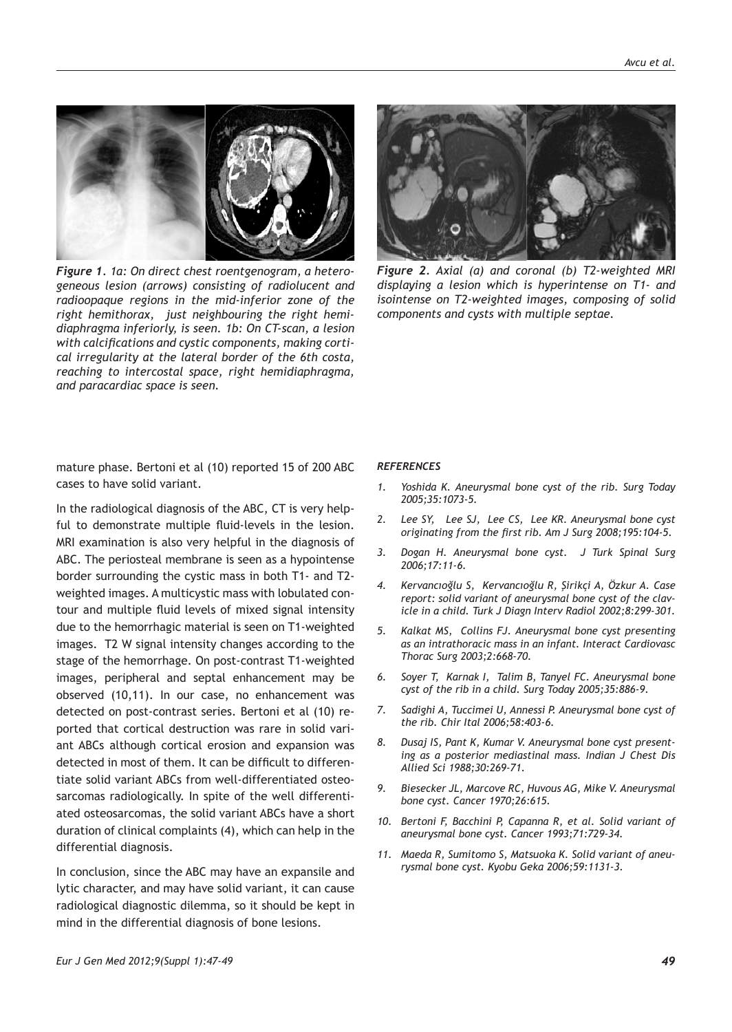*Figure 1. 1a: On direct chest roentgenogram, a heterogeneous lesion (arrows) consisting of radiolucent and radioopaque regions in the mid-inferior zone of the right hemithorax, just neighbouring the right hemidiaphragma inferiorly, is seen. 1b: On CT-scan, a lesion with calcifications and cystic components, making cortical irregularity at the lateral border of the 6th costa, reaching to intercostal space, right hemidiaphragma, and paracardiac space is seen.*

*Figure 2. Axial (a) and coronal (b) T2-weighted MRI displaying a lesion which is hyperintense on T1- and isointense on T2-weighted images, composing of solid components and cysts with multiple septae.*

mature phase. Bertoni et al (10) reported 15 of 200 ABC cases to have solid variant.

In the radiological diagnosis of the ABC, CT is very helpful to demonstrate multiple fluid-levels in the lesion. MRI examination is also very helpful in the diagnosis of ABC. The periosteal membrane is seen as a hypointense border surrounding the cystic mass in both T1- and T2-weighted images. A multicystic mass with lobulated contour and multiple fluid levels of mixed signal intensity due to the hemorrhagic material is seen on T1-weighted images. T2 W signal intensity changes according to the stage of the hemorrhage. On post-contrast T1-weighted images, peripheral and septal enhancement may be observed (10,11). In our case, no enhancement was detected on post-contrast series. Bertoni et al (10) reported that cortical destruction was rare in solid variant ABCs although cortical erosion and expansion was detected in most of them. It can be difficult to differentiate solid variant ABCs from well-differentiated osteosarcomas radiologically. In spite of the well differentiated osteosarcomas, the solid variant ABCs have a short duration of clinical complaints (4), which can help in the differential diagnosis.

In conclusion, since the ABC may have an expansile and lytic character, and may have solid variant, it can cause radiological diagnostic dilemma, so it should be kept in mind in the differential diagnosis of bone lesions.

## *REFERENCES*

1. *Yoshida K. Aneurysmal bone cyst of the rib. Surg Today 2005;35:1073-5.*
2. *Lee SY, Lee SJ, Lee CS, Lee KR. Aneurysmal bone cyst originating from the first rib. Am J Surg 2008;195:104-5.*
3. *Dogan H. Aneurysmal bone cyst. J Turk Spinal Surg 2006;17:11-6.*
4. *Kervancıoğlu S, Kervancıoğlu R, Şirikçi A, Özkur A. Case report: solid variant of aneurysmal bone cyst of the clavicle in a child. Turk J Diagn Interv Radiol 2002;8:299-301.*
5. *Kalkat MS, Collins FJ. Aneurysmal bone cyst presenting as an intrathoracic mass in an infant. Interact Cardiovasc Thorac Surg 2003;2:668-70.*
6. *Soyer T, Karnak I, Talim B, Tanyel FC. Aneurysmal bone cyst of the rib in a child. Surg Today 2005;35:886-9.*
7. *Sadighi A, Tuccimei U, Annessi P. Aneurysmal bone cyst of the rib. Chir Ital 2006;58:403-6.*
8. *Dusaj IS, Pant K, Kumar V. Aneurysmal bone cyst presenting as a posterior mediastinal mass. Indian J Chest Dis Allied Sci 1988;30:269-71.*
9. *Biesecker JL, Marcove RC, Huvous AG, Mike V. Aneurysmal bone cyst. Cancer 1970;26:615.*
10. *Bertoni F, Bacchini P, Capanna R, et al. Solid variant of aneurysmal bone cyst. Cancer 1993;71:729-34.*
11. *Maeda R, Sumitomo S, Matsuoka K. Solid variant of aneurysmal bone cyst. Kyobu Geka 2006;59:1131-3.*